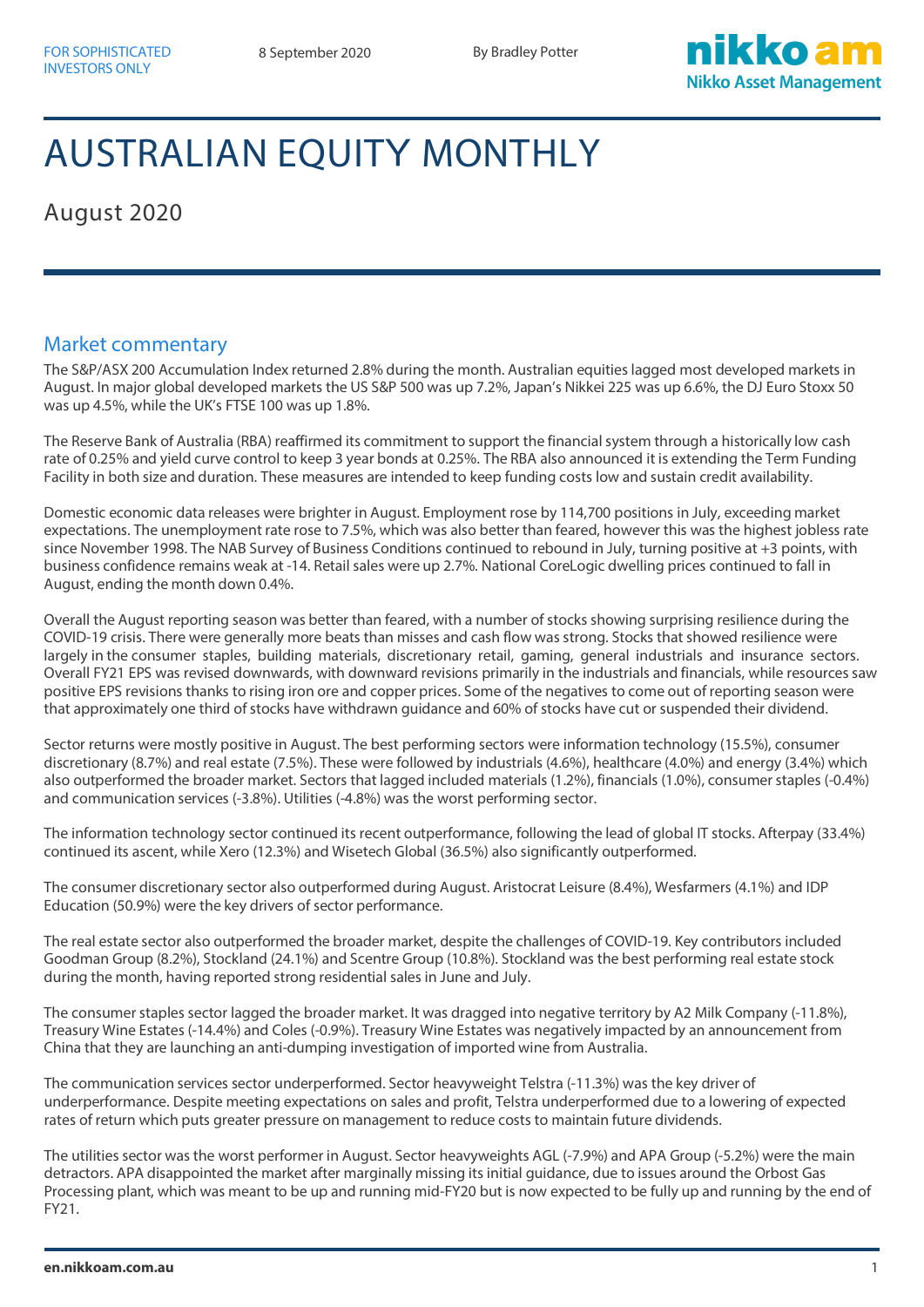FOR SOPHISTICATED INVESTORS ONLY

8 September 2020

By Bradley Potter

# AUSTRALIAN EQUITY MONTHLY

## August 2020

## Market commentary

The S&P/ASX 200 Accumulation Index returned 2.8% during the month. Australian equities lagged most developed markets in August. In major global developed markets the US S&P 500 was up 7.2%, Japan's Nikkei 225 was up 6.6%, the DJ Euro Stoxx 50 was up 4.5%, while the UK's FTSE 100 was up 1.8%.

The Reserve Bank of Australia (RBA) reaffirmed its commitment to support the financial system through a historically low cash rate of 0.25% and yield curve control to keep 3 year bonds at 0.25%. The RBA also announced it is extending the Term Funding Facility in both size and duration. These measures are intended to keep funding costs low and sustain credit availability.

Domestic economic data releases were brighter in August. Employment rose by 114,700 positions in July, exceeding market expectations. The unemployment rate rose to 7.5%, which was also better than feared, however this was the highest jobless rate since November 1998. The NAB Survey of Business Conditions continued to rebound in July, turning positive at +3 points, with business confidence remains weak at -14. Retail sales were up 2.7%. National CoreLogic dwelling prices continued to fall in August, ending the month down 0.4%.

Overall the August reporting season was better than feared, with a number of stocks showing surprising resilience during the COVID-19 crisis. There were generally more beats than misses and cash flow was strong. Stocks that showed resilience were largely in the consumer staples, building materials, discretionary retail, gaming, general industrials and insurance sectors. Overall FY21 EPS was revised downwards, with downward revisions primarily in the industrials and financials, while resources saw positive EPS revisions thanks to rising iron ore and copper prices. Some of the negatives to come out of reporting season were that approximately one third of stocks have withdrawn guidance and 60% of stocks have cut or suspended their dividend.

Sector returns were mostly positive in August. The best performing sectors were information technology (15.5%), consumer discretionary (8.7%) and real estate (7.5%). These were followed by industrials (4.6%), healthcare (4.0%) and energy (3.4%) which also outperformed the broader market. Sectors that lagged included materials (1.2%), financials (1.0%), consumer staples (-0.4%) and communication services (-3.8%). Utilities (-4.8%) was the worst performing sector.

The information technology sector continued its recent outperformance, following the lead of global IT stocks. Afterpay (33.4%) continued its ascent, while Xero (12.3%) and Wisetech Global (36.5%) also significantly outperformed.

The consumer discretionary sector also outperformed during August. Aristocrat Leisure (8.4%), Wesfarmers (4.1%) and IDP Education (50.9%) were the key drivers of sector performance.

The real estate sector also outperformed the broader market, despite the challenges of COVID-19. Key contributors included Goodman Group (8.2%), Stockland (24.1%) and Scentre Group (10.8%). Stockland was the best performing real estate stock during the month, having reported strong residential sales in June and July.

The consumer staples sector lagged the broader market. It was dragged into negative territory by A2 Milk Company (-11.8%), Treasury Wine Estates (-14.4%) and Coles (-0.9%). Treasury Wine Estates was negatively impacted by an announcement from China that they are launching an anti-dumping investigation of imported wine from Australia.

The communication services sector underperformed. Sector heavyweight Telstra (-11.3%) was the key driver of underperformance. Despite meeting expectations on sales and profit, Telstra underperformed due to a lowering of expected rates of return which puts greater pressure on management to reduce costs to maintain future dividends.

The utilities sector was the worst performer in August. Sector heavyweights AGL (-7.9%) and APA Group (-5.2%) were the main detractors. APA disappointed the market after marginally missing its initial guidance, due to issues around the Orbost Gas Processing plant, which was meant to be up and running mid-FY20 but is now expected to be fully up and running by the end of FY21.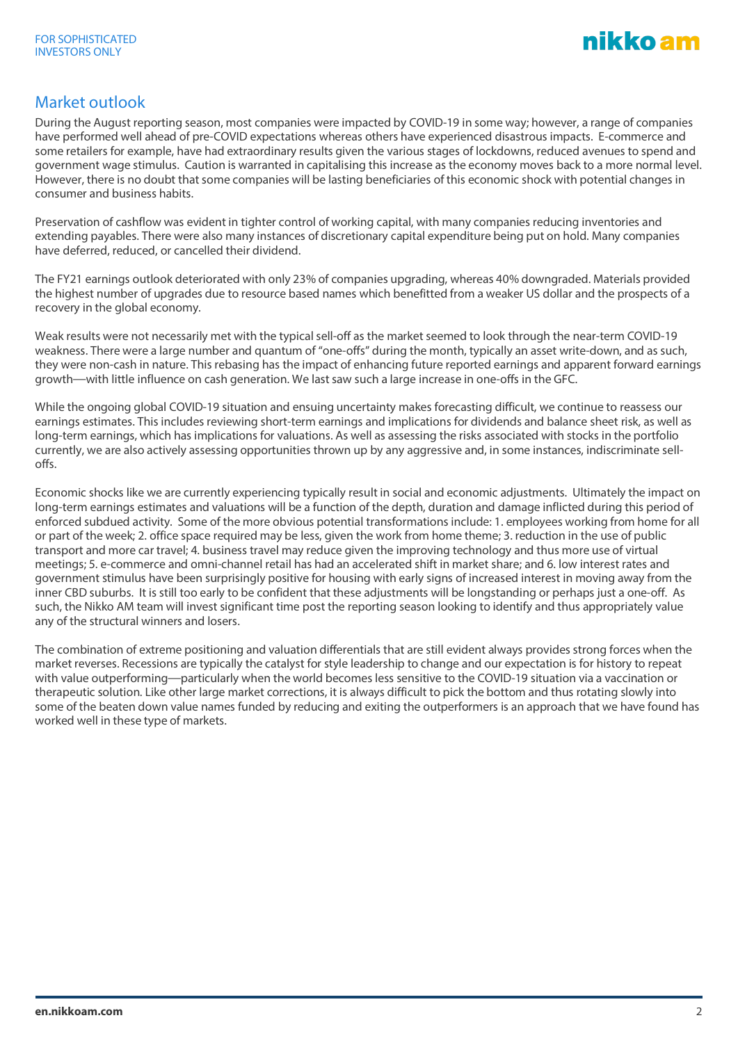## Market outlook

During the August reporting season, most companies were impacted by COVID-19 in some way; however, a range of companies have performed well ahead of pre-COVID expectations whereas others have experienced disastrous impacts. E-commerce and some retailers for example, have had extraordinary results given the various stages of lockdowns, reduced avenues to spend and government wage stimulus. Caution is warranted in capitalising this increase as the economy moves back to a more normal level. However, there is no doubt that some companies will be lasting beneficiaries of this economic shock with potential changes in consumer and business habits.

Preservation of cashflow was evident in tighter control of working capital, with many companies reducing inventories and extending payables. There were also many instances of discretionary capital expenditure being put on hold. Many companies have deferred, reduced, or cancelled their dividend.

The FY21 earnings outlook deteriorated with only 23% of companies upgrading, whereas 40% downgraded. Materials provided the highest number of upgrades due to resource based names which benefitted from a weaker US dollar and the prospects of a recovery in the global economy.

Weak results were not necessarily met with the typical sell-off as the market seemed to look through the near-term COVID-19 weakness. There were a large number and quantum of "one-offs" during the month, typically an asset write-down, and as such, they were non-cash in nature. This rebasing has the impact of enhancing future reported earnings and apparent forward earnings growth—with little influence on cash generation. We last saw such a large increase in one-offs in the GFC.

While the ongoing global COVID-19 situation and ensuing uncertainty makes forecasting difficult, we continue to reassess our earnings estimates. This includes reviewing short-term earnings and implications for dividends and balance sheet risk, as well as long-term earnings, which has implications for valuations. As well as assessing the risks associated with stocks in the portfolio currently, we are also actively assessing opportunities thrown up by any aggressive and, in some instances, indiscriminate sell-offs.

Economic shocks like we are currently experiencing typically result in social and economic adjustments. Ultimately the impact on long-term earnings estimates and valuations will be a function of the depth, duration and damage inflicted during this period of enforced subdued activity. Some of the more obvious potential transformations include: 1. employees working from home for all or part of the week; 2. office space required may be less, given the work from home theme; 3. reduction in the use of public transport and more car travel; 4. business travel may reduce given the improving technology and thus more use of virtual meetings; 5. e-commerce and omni-channel retail has had an accelerated shift in market share; and 6. low interest rates and government stimulus have been surprisingly positive for housing with early signs of increased interest in moving away from the inner CBD suburbs. It is still too early to be confident that these adjustments will be longstanding or perhaps just a one-off. As such, the Nikko AM team will invest significant time post the reporting season looking to identify and thus appropriately value any of the structural winners and losers.

The combination of extreme positioning and valuation differentials that are still evident always provides strong forces when the market reverses. Recessions are typically the catalyst for style leadership to change and our expectation is for history to repeat with value outperforming—particularly when the world becomes less sensitive to the COVID-19 situation via a vaccination or therapeutic solution. Like other large market corrections, it is always difficult to pick the bottom and thus rotating slowly into some of the beaten down value names funded by reducing and exiting the outperformers is an approach that we have found has worked well in these type of markets.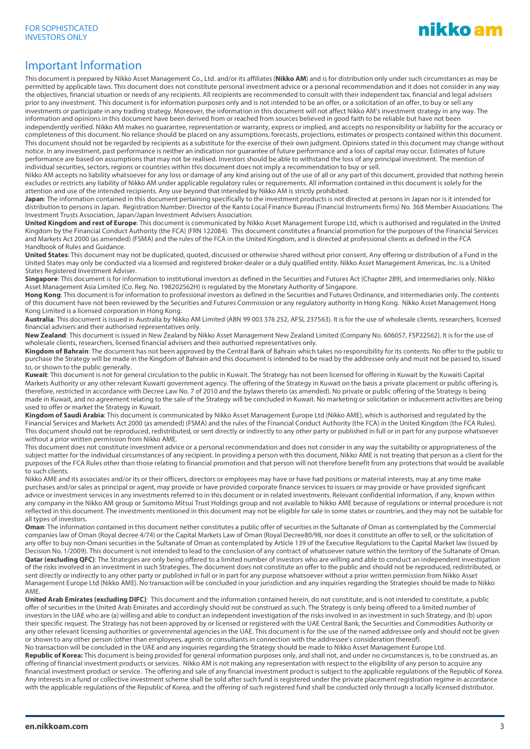## Important Information

This document is prepared by Nikko Asset Management Co., Ltd. and/or its affiliates (**Nikko AM**) and is for distribution only under such circumstances as may be permitted by applicable laws. This document does not constitute personal investment advice or a personal recommendation and it does not consider in any way the objectives, financial situation or needs of any recipients. All recipients are recommended to consult with their independent tax, financial and legal advisers prior to any investment. This document is for information purposes only and is not intended to be an offer, or a solicitation of an offer, to buy or sell any investments or participate in any trading strategy. Moreover, the information in this document will not affect Nikko AM's investment strategy in any way. The information and opinions in this document have been derived from or reached from sources believed in good faith to be reliable but have not been independently verified. Nikko AM makes no guarantee, representation or warranty, express or implied, and accepts no responsibility or liability for the accuracy or completeness of this document. No reliance should be placed on any assumptions, forecasts, projections, estimates or prospects contained within this document. This document should not be regarded by recipients as a substitute for the exercise of their own judgment. Opinions stated in this document may change without notice. In any investment, past performance is neither an indication nor guarantee of future performance and a loss of capital may occur. Estimates of future performance are based on assumptions that may not be realised. Investors should be able to withstand the loss of any principal investment. The mention of individual securities, sectors, regions or countries within this document does not imply a recommendation to buy or sell.

Nikko AM accepts no liability whatsoever for any loss or damage of any kind arising out of the use of all or any part of this document, provided that nothing herein excludes or restricts any liability of Nikko AM under applicable regulatory rules or requirements. All information contained in this document is solely for the attention and use of the intended recipients. Any use beyond that intended by Nikko AM is strictly prohibited.

**Japan**: The information contained in this document pertaining specifically to the investment products is not directed at persons in Japan nor is it intended for distribution to persons in Japan. Registration Number: Director of the Kanto Local Finance Bureau (Financial Instruments firms) No. 368 Member Associations: The Investment Trusts Association, Japan/Japan Investment Advisers Association.

**United Kingdom and rest of Europe**: This document is communicated by Nikko Asset Management Europe Ltd, which is authorised and regulated in the United Kingdom by the Financial Conduct Authority (the FCA) (FRN 122084). This document constitutes a financial promotion for the purposes of the Financial Services and Markets Act 2000 (as amended) (FSMA) and the rules of the FCA in the United Kingdom, and is directed at professional clients as defined in the FCA Handbook of Rules and Guidance.

**United States**: This document may not be duplicated, quoted, discussed or otherwise shared without prior consent. Any offering or distribution of a Fund in the United States may only be conducted via a licensed and registered broker-dealer or a duly qualified entity. Nikko Asset Management Americas, Inc. is a United States Registered Investment Adviser.

**Singapore**: This document is for information to institutional investors as defined in the Securities and Futures Act (Chapter 289), and intermediaries only. Nikko Asset Management Asia Limited (Co. Reg. No. 198202562H) is regulated by the Monetary Authority of Singapore.

**Hong Kong**: This document is for information to professional investors as defined in the Securities and Futures Ordinance, and intermediaries only. The contents of this document have not been reviewed by the Securities and Futures Commission or any regulatory authority in Hong Kong. Nikko Asset Management Hong Kong Limited is a licensed corporation in Hong Kong.

**Australia**: This document is issued in Australia by Nikko AM Limited (ABN 99 003 376 252, AFSL 237563). It is for the use of wholesale clients, researchers, licensed financial advisers and their authorised representatives only.

**New Zealand**: This document is issued in New Zealand by Nikko Asset Management New Zealand Limited (Company No. 606057, FSP22562). It is for the use of wholesale clients, researchers, licensed financial advisers and their authorised representatives only.

**Kingdom of Bahrain**: The document has not been approved by the Central Bank of Bahrain which takes no responsibility for its contents. No offer to the public to purchase the Strategy will be made in the Kingdom of Bahrain and this document is intended to be read by the addressee only and must not be passed to, issued to, or shown to the public generally.

**Kuwait**: This document is not for general circulation to the public in Kuwait. The Strategy has not been licensed for offering in Kuwait by the Kuwaiti Capital Markets Authority or any other relevant Kuwaiti government agency. The offering of the Strategy in Kuwait on the basis a private placement or public offering is, therefore, restricted in accordance with Decree Law No. 7 of 2010 and the bylaws thereto (as amended). No private or public offering of the Strategy is being made in Kuwait, and no agreement relating to the sale of the Strategy will be concluded in Kuwait. No marketing or solicitation or inducement activities are being used to offer or market the Strategy in Kuwait.

**Kingdom of Saudi Arabia**: This document is communicated by Nikko Asset Management Europe Ltd (Nikko AME), which is authorised and regulated by the Financial Services and Markets Act 2000 (as amended) (FSMA) and the rules of the Financial Conduct Authority (the FCA) in the United Kingdom (the FCA Rules). This document should not be reproduced, redistributed, or sent directly or indirectly to any other party or published in full or in part for any purpose whatsoever without a prior written permission from Nikko AME.

This document does not constitute investment advice or a personal recommendation and does not consider in any way the suitability or appropriateness of the subject matter for the individual circumstances of any recipient. In providing a person with this document, Nikko AME is not treating that person as a client for the purposes of the FCA Rules other than those relating to financial promotion and that person will not therefore benefit from any protections that would be available to such clients.

Nikko AME and its associates and/or its or their officers, directors or employees may have or have had positions or material interests, may at any time make purchases and/or sales as principal or agent, may provide or have provided corporate finance services to issuers or may provide or have provided significant advice or investment services in any investments referred to in this document or in related investments. Relevant confidential information, if any, known within any company in the Nikko AM group or Sumitomo Mitsui Trust Holdings group and not available to Nikko AME because of regulations or internal procedure is not reflected in this document. The investments mentioned in this document may not be eligible for sale in some states or countries, and they may not be suitable for all types of investors.

**Oman**: The information contained in this document nether constitutes a public offer of securities in the Sultanate of Oman as contemplated by the Commercial companies law of Oman (Royal decree 4/74) or the Capital Markets Law of Oman (Royal Decree80/98, nor does it constitute an offer to sell, or the solicitation of any offer to buy non-Omani securities in the Sultanate of Oman as contemplated by Article 139 of the Executive Regulations to the Capital Market law (issued by Decision No. 1/2009). This document is not intended to lead to the conclusion of any contract of whatsoever nature within the territory of the Sultanate of Oman.

**Qatar (excluding QFC)**: The Strategies are only being offered to a limited number of investors who are willing and able to conduct an independent investigation of the risks involved in an investment in such Strategies. The document does not constitute an offer to the public and should not be reproduced, redistributed, or sent directly or indirectly to any other party or published in full or in part for any purpose whatsoever without a prior written permission from Nikko Asset Management Europe Ltd (Nikko AME). No transaction will be concluded in your jurisdiction and any inquiries regarding the Strategies should be made to Nikko AME.

**United Arab Emirates (excluding DIFC)**: This document and the information contained herein, do not constitute, and is not intended to constitute, a public offer of securities in the United Arab Emirates and accordingly should not be construed as such. The Strategy is only being offered to a limited number of investors in the UAE who are (a) willing and able to conduct an independent investigation of the risks involved in an investment in such Strategy, and (b) upon their specific request. The Strategy has not been approved by or licensed or registered with the UAE Central Bank, the Securities and Commodities Authority or any other relevant licensing authorities or governmental agencies in the UAE. This document is for the use of the named addressee only and should not be given or shown to any other person (other than employees, agents or consultants in connection with the addressee's consideration thereof).

No transaction will be concluded in the UAE and any inquiries regarding the Strategy should be made to Nikko Asset Management Europe Ltd.

**Republic of Korea:** This document is being provided for general information purposes only, and shall not, and under no circumstances is, to be construed as, an offering of financial investment products or services. Nikko AM is not making any representation with respect to the eligibility of any person to acquire any financial investment product or service. The offering and sale of any financial investment product is subject to the applicable regulations of the Republic of Korea. Any interests in a fund or collective investment scheme shall be sold after such fund is registered under the private placement registration regime in accordance with the applicable regulations of the Republic of Korea, and the offering of such registered fund shall be conducted only through a locally licensed distributor.